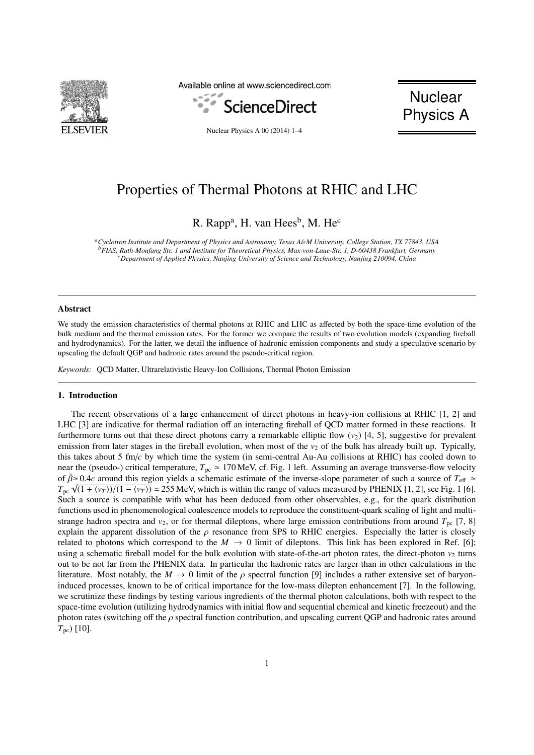# Properties of Thermal Photons at RHIC and LHC

R. Rapp[a], H. van Hees[b], M. He[c]

[a] Cyclotron Institute and Department of Physics and Astronomy, Texas A&M University, College Station, TX 77843, USA
[b] FIAS, Ruth-Moufang Str. 1 and Institute for Theoretical Physics, Max-von-Laue-Str. 1, D-60438 Frankfurt, Germany
[c] Department of Applied Physics, Nanjing University of Science and Technology, Nanjing 210094, China

---

### Abstract

We study the emission characteristics of thermal photons at RHIC and LHC as affected by both the space-time evolution of the bulk medium and the thermal emission rates. For the former we compare the results of two evolution models (expanding fireball and hydrodynamics). For the latter, we detail the influence of hadronic emission components and study a speculative scenario by upscaling the default QGP and hadronic rates around the pseudo-critical region.

*Keywords:* QCD Matter, Ultrarelativistic Heavy-Ion Collisions, Thermal Photon Emission

---

## 1. Introduction

The recent observations of a large enhancement of direct photons in heavy-ion collisions at RHIC [1, 2] and LHC [3] are indicative for thermal radiation off an interacting fireball of QCD matter formed in these reactions. It furthermore turns out that these direct photons carry a remarkable elliptic flow ($v_2$) [4, 5], suggestive for prevalent emission from later stages in the fireball evolution, when most of the $v_2$ of the bulk has already built up. Typically, this takes about 5 fm/$c$ by which time the system (in semi-central Au-Au collisions at RHIC) has cooled down to near the (pseudo-) critical temperature, $T_{\rm pc} \simeq 170$ MeV, cf. Fig. 1 left. Assuming an average transverse-flow velocity of $\bar{\beta} \simeq 0.4c$ around this region yields a schematic estimate of the inverse-slope parameter of such a source of $T_{\rm eff} \simeq T_{\rm pc}\sqrt{(1+\langle v_T \rangle)/(1-\langle v_T \rangle)} \simeq 255$ MeV, which is within the range of values measured by PHENIX [1, 2], see Fig. 1 [6]. Such a source is compatible with what has been deduced from other observables, e.g., for the quark distribution functions used in phenomenological coalescence models to reproduce the constituent-quark scaling of light and multi-strange hadron spectra and $v_2$, or for thermal dileptons, where large emission contributions from around $T_{\rm pc}$ [7, 8] explain the apparent dissolution of the $\rho$ resonance from SPS to RHIC energies. Especially the latter is closely related to photons which correspond to the $M \to 0$ limit of dileptons. This link has been explored in Ref. [6]; using a schematic fireball model for the bulk evolution with state-of-the-art photon rates, the direct-photon $v_2$ turns out to be not far from the PHENIX data. In particular the hadronic rates are larger than in other calculations in the literature. Most notably, the $M \to 0$ limit of the $\rho$ spectral function [9] includes a rather extensive set of baryon-induced processes, known to be of critical importance for the low-mass dilepton enhancement [7]. In the following, we scrutinize these findings by testing various ingredients of the thermal photon calculations, both with respect to the space-time evolution (utilizing hydrodynamics with initial flow and sequential chemical and kinetic freezeout) and the photon rates (switching off the $\rho$ spectral function contribution, and upscaling current QGP and hadronic rates around $T_{\rm pc}$) [10].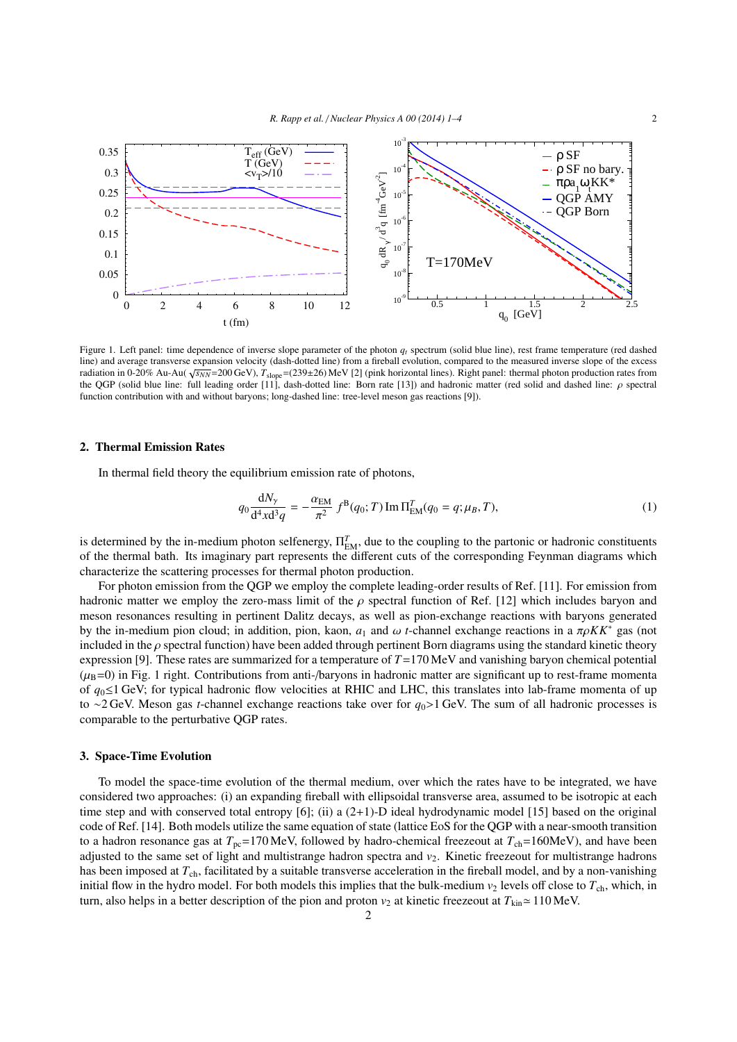Figure 1. Left panel: time dependence of inverse slope parameter of the photon $q_t$ spectrum (solid blue line), rest frame temperature (red dashed line) and average transverse expansion velocity (dash-dotted line) from a fireball evolution, compared to the measured inverse slope of the excess radiation in 0-20% Au-Au($\sqrt{s_{NN}}$=200 GeV), $T_{\rm slope}$=(239±26) MeV [2] (pink horizontal lines). Right panel: thermal photon production rates from the QGP (solid blue line: full leading order [11], dash-dotted line: Born rate [13]) and hadronic matter (red solid and dashed line: $\rho$ spectral function contribution with and without baryons; long-dashed line: tree-level meson gas reactions [9]).

## 2. Thermal Emission Rates

In thermal field theory the equilibrium emission rate of photons,

$$q_0 \frac{\mathrm{d}N_\gamma}{\mathrm{d}^4x\mathrm{d}^3q} = -\frac{\alpha_{\rm EM}}{\pi^2}\, f^{\rm B}(q_0;T)\,{\rm Im}\,\Pi^T_{\rm EM}(q_0=q;\mu_B,T), \tag{1}$$

is determined by the in-medium photon selfenergy, $\Pi^T_{\rm EM}$, due to the coupling to the partonic or hadronic constituents of the thermal bath. Its imaginary part represents the different cuts of the corresponding Feynman diagrams which characterize the scattering processes for thermal photon production.

For photon emission from the QGP we employ the complete leading-order results of Ref. [11]. For emission from hadronic matter we employ the zero-mass limit of the $\rho$ spectral function of Ref. [12] which includes baryon and meson resonances resulting in pertinent Dalitz decays, as well as pion-exchange reactions with baryons generated by the in-medium pion cloud; in addition, pion, kaon, $a_1$ and $\omega$ $t$-channel exchange reactions in a $\pi\rho KK^*$ gas (not included in the $\rho$ spectral function) have been added through pertinent Born diagrams using the standard kinetic theory expression [9]. These rates are summarized for a temperature of $T$=170 MeV and vanishing baryon chemical potential ($\mu_{\rm B}$=0) in Fig. 1 right. Contributions from anti-/baryons in hadronic matter are significant up to rest-frame momenta of $q_0$≤1 GeV; for typical hadronic flow velocities at RHIC and LHC, this translates into lab-frame momenta of up to ∼2 GeV. Meson gas $t$-channel exchange reactions take over for $q_0$>1 GeV. The sum of all hadronic processes is comparable to the perturbative QGP rates.

## 3. Space-Time Evolution

To model the space-time evolution of the thermal medium, over which the rates have to be integrated, we have considered two approaches: (i) an expanding fireball with ellipsoidal transverse area, assumed to be isotropic at each time step and with conserved total entropy [6]; (ii) a (2+1)-D ideal hydrodynamic model [15] based on the original code of Ref. [14]. Both models utilize the same equation of state (lattice EoS for the QGP with a near-smooth transition to a hadron resonance gas at $T_{\rm pc}$=170 MeV, followed by hadro-chemical freezeout at $T_{\rm ch}$=160MeV), and have been adjusted to the same set of light and multistrange hadron spectra and $v_2$. Kinetic freezeout for multistrange hadrons has been imposed at $T_{\rm ch}$, facilitated by a suitable transverse acceleration in the fireball model, and by a non-vanishing initial flow in the hydro model. For both models this implies that the bulk-medium $v_2$ levels off close to $T_{\rm ch}$, which, in turn, also helps in a better description of the pion and proton $v_2$ at kinetic freezeout at $T_{\rm kin}$≃ 110 MeV.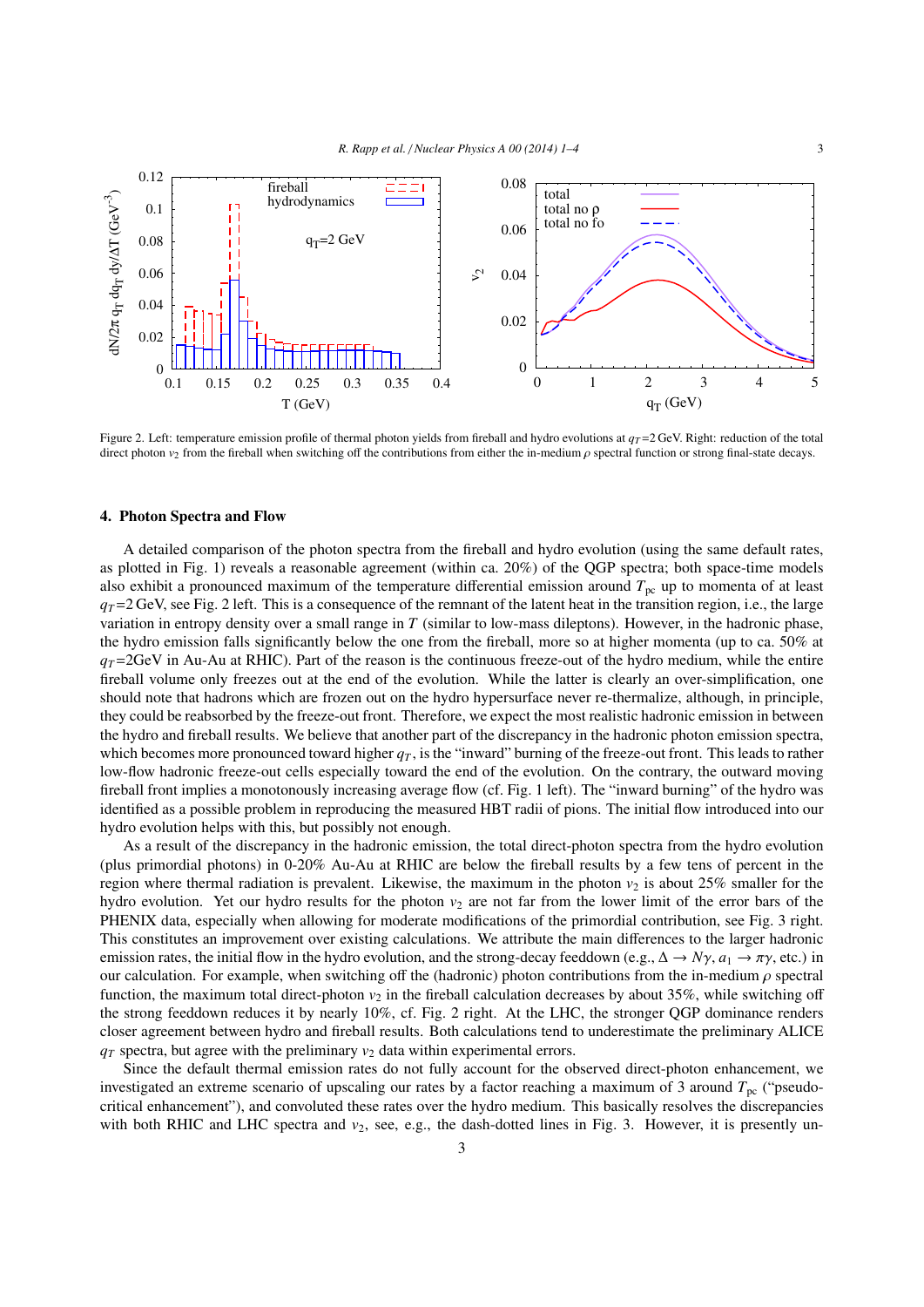Figure 2. Left: temperature emission profile of thermal photon yields from fireball and hydro evolutions at $q_T$=2 GeV. Right: reduction of the total direct photon $v_2$ from the fireball when switching off the contributions from either the in-medium $\rho$ spectral function or strong final-state decays.

## 4. Photon Spectra and Flow

A detailed comparison of the photon spectra from the fireball and hydro evolution (using the same default rates, as plotted in Fig. 1) reveals a reasonable agreement (within ca. 20%) of the QGP spectra; both space-time models also exhibit a pronounced maximum of the temperature differential emission around $T_{\rm pc}$ up to momenta of at least $q_T$=2 GeV, see Fig. 2 left. This is a consequence of the remnant of the latent heat in the transition region, i.e., the large variation in entropy density over a small range in $T$ (similar to low-mass dileptons). However, in the hadronic phase, the hydro emission falls significantly below the one from the fireball, more so at higher momenta (up to ca. 50% at $q_T$=2GeV in Au-Au at RHIC). Part of the reason is the continuous freeze-out of the hydro medium, while the entire fireball volume only freezes out at the end of the evolution. While the latter is clearly an over-simplification, one should note that hadrons which are frozen out on the hydro hypersurface never re-thermalize, although, in principle, they could be reabsorbed by the freeze-out front. Therefore, we expect the most realistic hadronic emission in between the hydro and fireball results. We believe that another part of the discrepancy in the hadronic photon emission spectra, which becomes more pronounced toward higher $q_T$, is the "inward" burning of the freeze-out front. This leads to rather low-flow hadronic freeze-out cells especially toward the end of the evolution. On the contrary, the outward moving fireball front implies a monotonously increasing average flow (cf. Fig. 1 left). The "inward burning" of the hydro was identified as a possible problem in reproducing the measured HBT radii of pions. The initial flow introduced into our hydro evolution helps with this, but possibly not enough.

As a result of the discrepancy in the hadronic emission, the total direct-photon spectra from the hydro evolution (plus primordial photons) in 0-20% Au-Au at RHIC are below the fireball results by a few tens of percent in the region where thermal radiation is prevalent. Likewise, the maximum in the photon $v_2$ is about 25% smaller for the hydro evolution. Yet our hydro results for the photon $v_2$ are not far from the lower limit of the error bars of the PHENIX data, especially when allowing for moderate modifications of the primordial contribution, see Fig. 3 right. This constitutes an improvement over existing calculations. We attribute the main differences to the larger hadronic emission rates, the initial flow in the hydro evolution, and the strong-decay feeddown (e.g., $\Delta \to N\gamma$, $a_1 \to \pi\gamma$, etc.) in our calculation. For example, when switching off the (hadronic) photon contributions from the in-medium $\rho$ spectral function, the maximum total direct-photon $v_2$ in the fireball calculation decreases by about 35%, while switching off the strong feeddown reduces it by nearly 10%, cf. Fig. 2 right. At the LHC, the stronger QGP dominance renders closer agreement between hydro and fireball results. Both calculations tend to underestimate the preliminary ALICE $q_T$ spectra, but agree with the preliminary $v_2$ data within experimental errors.

Since the default thermal emission rates do not fully account for the observed direct-photon enhancement, we investigated an extreme scenario of upscaling our rates by a factor reaching a maximum of 3 around $T_{\rm pc}$ ("pseudo-critical enhancement"), and convoluted these rates over the hydro medium. This basically resolves the discrepancies with both RHIC and LHC spectra and $v_2$, see, e.g., the dash-dotted lines in Fig. 3. However, it is presently un-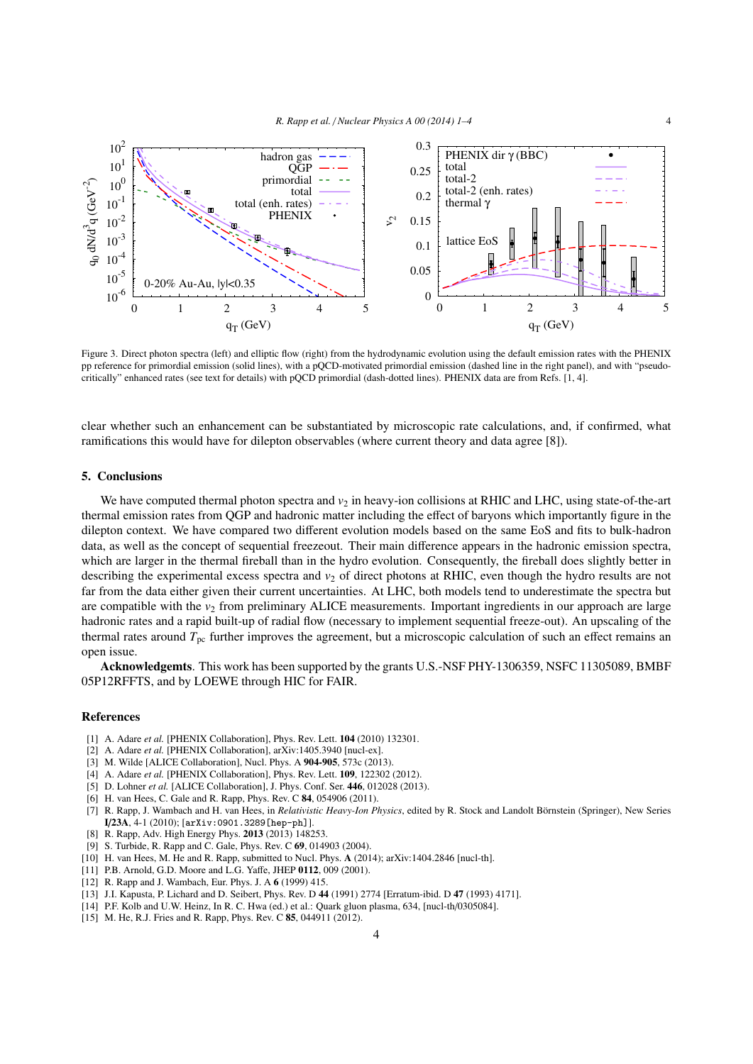10[2]
10[1]
10[0]
10[-1]
10[-2]
10[-3]
10[-4]
10[-5]
10[-6]

$q_0\, dN/d^3q$ (GeV$^{-2}$)

hadron gas
QGP
primordial
total
total (enh. rates)
PHENIX

0-20% Au-Au, |y|<0.35

0 1 2 3 4 5

$q_T$ (GeV)

0.3
0.25
0.2
0.15
0.1
0.05
0

$v_2$

PHENIX dir γ (BBC)
total
total-2
total-2 (enh. rates)
thermal γ

lattice EoS

0 1 2 3 4 5

$q_T$ (GeV)

Figure 3. Direct photon spectra (left) and elliptic flow (right) from the hydrodynamic evolution using the default emission rates with the PHENIX pp reference for primordial emission (solid lines), with a pQCD-motivated primordial emission (dashed line in the right panel), and with "pseudo-critically" enhanced rates (see text for details) with pQCD primordial (dash-dotted lines). PHENIX data are from Refs. [1, 4].

clear whether such an enhancement can be substantiated by microscopic rate calculations, and, if confirmed, what ramifications this would have for dilepton observables (where current theory and data agree [8]).

## 5. Conclusions

We have computed thermal photon spectra and $v_2$ in heavy-ion collisions at RHIC and LHC, using state-of-the-art thermal emission rates from QGP and hadronic matter including the effect of baryons which importantly figure in the dilepton context. We have compared two different evolution models based on the same EoS and fits to bulk-hadron data, as well as the concept of sequential freezeout. Their main difference appears in the hadronic emission spectra, which are larger in the thermal fireball than in the hydro evolution. Consequently, the fireball does slightly better in describing the experimental excess spectra and $v_2$ of direct photons at RHIC, even though the hydro results are not far from the data either given their current uncertainties. At LHC, both models tend to underestimate the spectra but are compatible with the $v_2$ from preliminary ALICE measurements. Important ingredients in our approach are large hadronic rates and a rapid built-up of radial flow (necessary to implement sequential freeze-out). An upscaling of the thermal rates around $T_{pc}$ further improves the agreement, but a microscopic calculation of such an effect remains an open issue.

**Acknowledgements**. This work has been supported by the grants U.S.-NSF PHY-1306359, NSFC 11305089, BMBF 05P12RFFTS, and by LOEWE through HIC for FAIR.

## References

[1] A. Adare *et al.* [PHENIX Collaboration], Phys. Rev. Lett. **104** (2010) 132301.
[2] A. Adare *et al.* [PHENIX Collaboration], arXiv:1405.3940 [nucl-ex].
[3] M. Wilde [ALICE Collaboration], Nucl. Phys. A **904-905**, 573c (2013).
[4] A. Adare *et al.* [PHENIX Collaboration], Phys. Rev. Lett. **109**, 122302 (2012).
[5] D. Lohner *et al.* [ALICE Collaboration], J. Phys. Conf. Ser. **446**, 012028 (2013).
[6] H. van Hees, C. Gale and R. Rapp, Phys. Rev. C **84**, 054906 (2011).
[7] R. Rapp, J. Wambach and H. van Hees, in *Relativistic Heavy-Ion Physics*, edited by R. Stock and Landolt Börnstein (Springer), New Series **I/23A**, 4-1 (2010); [arXiv:0901.3289[hep-ph]].
[8] R. Rapp, Adv. High Energy Phys. **2013** (2013) 148253.
[9] S. Turbide, R. Rapp and C. Gale, Phys. Rev. C **69**, 014903 (2004).
[10] H. van Hees, M. He and R. Rapp, submitted to Nucl. Phys. **A** (2014); arXiv:1404.2846 [nucl-th].
[11] P.B. Arnold, G.D. Moore and L.G. Yaffe, JHEP **0112**, 009 (2001).
[12] R. Rapp and J. Wambach, Eur. Phys. J. A **6** (1999) 415.
[13] J.I. Kapusta, P. Lichard and D. Seibert, Phys. Rev. D **44** (1991) 2774 [Erratum-ibid. D **47** (1993) 4171].
[14] P.F. Kolb and U.W. Heinz, In R. C. Hwa (ed.) et al.: Quark gluon plasma, 634, [nucl-th/0305084].
[15] M. He, R.J. Fries and R. Rapp, Phys. Rev. C **85**, 044911 (2012).